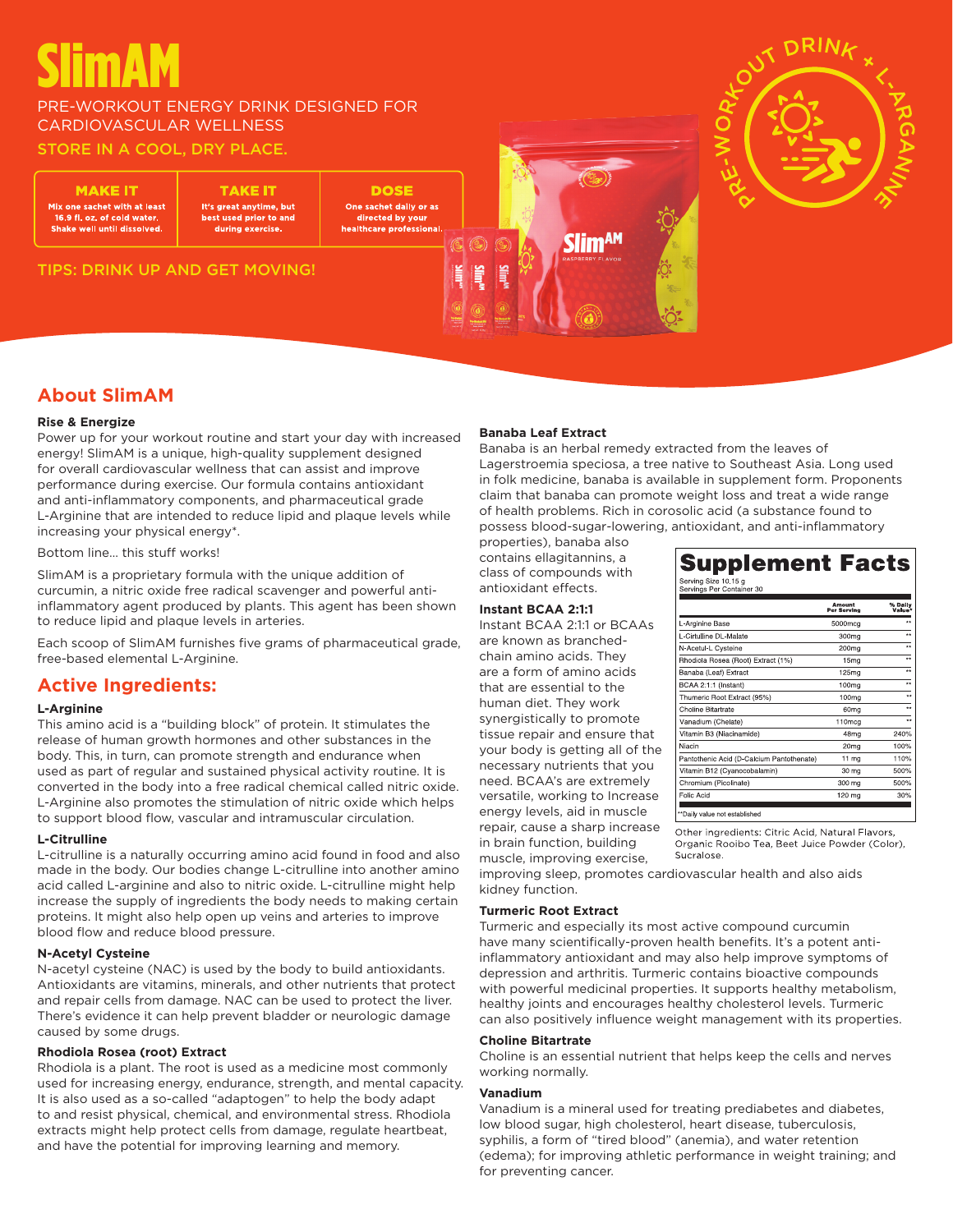# SlimAM

PRE-WORKOUT ENERGY DRINK DESIGNED FOR CARDIOVASCULAR WELLNESS

STORE IN A COOL, DRY PLACE.

| MAKE IT | TAKE IT | DOSE |
|---|---|---|
| Mix one sachet with at least 16.9 fl. oz. of cold water. Shake well until dissolved. | It's great anytime, but best used prior to and during exercise. | One sachet daily or as directed by your healthcare professional. |

TIPS: DRINK UP AND GET MOVING!

## About SlimAM

### Rise & Energize

Power up for your workout routine and start your day with increased energy! SlimAM is a unique, high-quality supplement designed for overall cardiovascular wellness that can assist and improve performance during exercise. Our formula contains antioxidant and anti-inflammatory components, and pharmaceutical grade L-Arginine that are intended to reduce lipid and plaque levels while increasing your physical energy*.

Bottom line... this stuff works!

SlimAM is a proprietary formula with the unique addition of curcumin, a nitric oxide free radical scavenger and powerful anti-inflammatory agent produced by plants. This agent has been shown to reduce lipid and plaque levels in arteries.

Each scoop of SlimAM furnishes five grams of pharmaceutical grade, free-based elemental L-Arginine.

## Active Ingredients:

### L-Arginine

This amino acid is a "building block" of protein. It stimulates the release of human growth hormones and other substances in the body. This, in turn, can promote strength and endurance when used as part of regular and sustained physical activity routine. It is converted in the body into a free radical chemical called nitric oxide. L-Arginine also promotes the stimulation of nitric oxide which helps to support blood flow, vascular and intramuscular circulation.

### L-Citrulline

L-citrulline is a naturally occurring amino acid found in food and also made in the body. Our bodies change L-citrulline into another amino acid called L-arginine and also to nitric oxide. L-citrulline might help increase the supply of ingredients the body needs to making certain proteins. It might also help open up veins and arteries to improve blood flow and reduce blood pressure.

### N-Acetyl Cysteine

N-acetyl cysteine (NAC) is used by the body to build antioxidants. Antioxidants are vitamins, minerals, and other nutrients that protect and repair cells from damage. NAC can be used to protect the liver. There's evidence it can help prevent bladder or neurologic damage caused by some drugs.

### Rhodiola Rosea (root) Extract

Rhodiola is a plant. The root is used as a medicine most commonly used for increasing energy, endurance, strength, and mental capacity. It is also used as a so-called "adaptogen" to help the body adapt to and resist physical, chemical, and environmental stress. Rhodiola extracts might help protect cells from damage, regulate heartbeat, and have the potential for improving learning and memory.

### Banaba Leaf Extract

Banaba is an herbal remedy extracted from the leaves of Lagerstroemia speciosa, a tree native to Southeast Asia. Long used in folk medicine, banaba is available in supplement form. Proponents claim that banaba can promote weight loss and treat a wide range of health problems. Rich in corosolic acid (a substance found to possess blood-sugar-lowering, antioxidant, and anti-inflammatory properties), banaba also contains ellagitannins, a class of compounds with antioxidant effects.

### Instant BCAA 2:1:1

Instant BCAA 2:1:1 or BCAAs are known as branched-chain amino acids. They are a form of amino acids that are essential to the human diet. They work synergistically to promote tissue repair and ensure that your body is getting all of the necessary nutrients that you need. BCAA's are extremely versatile, working to Increase energy levels, aid in muscle repair, cause a sharp increase in brain function, building muscle, improving exercise, improving sleep, promotes cardiovascular health and also aids kidney function.

## Supplement Facts

Serving Size 10.15 g
Servings Per Container 30

| | Amount Per Serving | % Daily Value* |
|---|---|---|
| L-Arginine Base | 5000mcg | ** |
| L-Cirtulline DL-Malate | 300mg | ** |
| N-Acetul-L Cysteine | 200mg | ** |
| Rhodiola Rosea (Root) Extract (1%) | 15mg | ** |
| Banaba (Leaf) Extract | 125mg | ** |
| BCAA 2:1:1 (Instant) | 100mg | ** |
| Thumeric Root Extract (95%) | 100mg | ** |
| Choline Bitartrate | 60mg | ** |
| Vanadium (Chelate) | 110mcg | ** |
| Vitamin B3 (Niacinamide) | 48mg | 240% |
| Niacin | 20mg | 100% |
| Pantothenic Acid (D-Calcium Pantothenate) | 11 mg | 110% |
| Vitamin B12 (Cyanocobalamin) | 30 mg | 500% |
| Chromium (Picolinate) | 300 mg | 500% |
| Folic Acid | 120 mg | 30% |

**Daily value not established

Other ingredients: Citric Acid, Natural Flavors, Organic Rooibo Tea, Beet Juice Powder (Color), Sucralose.

### Turmeric Root Extract

Turmeric and especially its most active compound curcumin have many scientifically-proven health benefits. It's a potent anti-inflammatory antioxidant and may also help improve symptoms of depression and arthritis. Turmeric contains bioactive compounds with powerful medicinal properties. It supports healthy metabolism, healthy joints and encourages healthy cholesterol levels. Turmeric can also positively influence weight management with its properties.

### Choline Bitartrate

Choline is an essential nutrient that helps keep the cells and nerves working normally.

### Vanadium

Vanadium is a mineral used for treating prediabetes and diabetes, low blood sugar, high cholesterol, heart disease, tuberculosis, syphilis, a form of "tired blood" (anemia), and water retention (edema); for improving athletic performance in weight training; and for preventing cancer.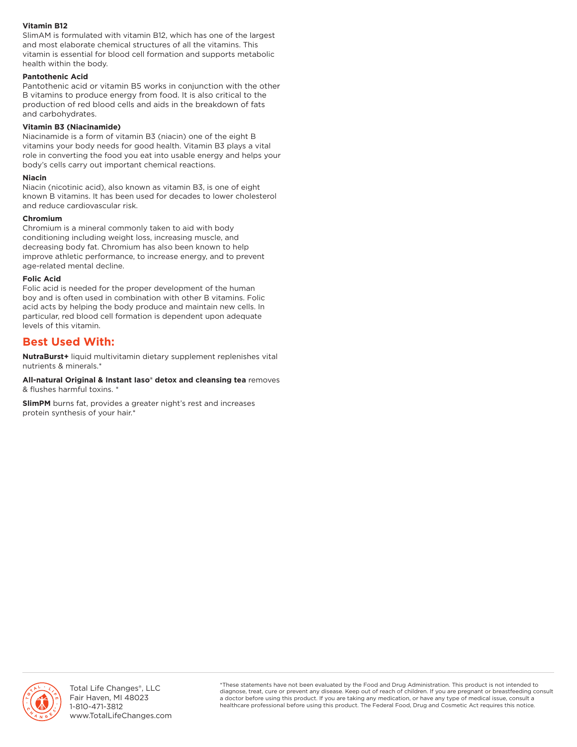**Vitamin B12**
SlimAM is formulated with vitamin B12, which has one of the largest and most elaborate chemical structures of all the vitamins. This vitamin is essential for blood cell formation and supports metabolic health within the body.

**Pantothenic Acid**
Pantothenic acid or vitamin B5 works in conjunction with the other B vitamins to produce energy from food. It is also critical to the production of red blood cells and aids in the breakdown of fats and carbohydrates.

**Vitamin B3 (Niacinamide)**
Niacinamide is a form of vitamin B3 (niacin) one of the eight B vitamins your body needs for good health. Vitamin B3 plays a vital role in converting the food you eat into usable energy and helps your body's cells carry out important chemical reactions.

**Niacin**
Niacin (nicotinic acid), also known as vitamin B3, is one of eight known B vitamins. It has been used for decades to lower cholesterol and reduce cardiovascular risk.

**Chromium**
Chromium is a mineral commonly taken to aid with body conditioning including weight loss, increasing muscle, and decreasing body fat. Chromium has also been known to help improve athletic performance, to increase energy, and to prevent age-related mental decline.

**Folic Acid**
Folic acid is needed for the proper development of the human boy and is often used in combination with other B vitamins. Folic acid acts by helping the body produce and maintain new cells. In particular, red blood cell formation is dependent upon adequate levels of this vitamin.

## Best Used With:

**NutraBurst+** liquid multivitamin dietary supplement replenishes vital nutrients & minerals.*

**All-natural Original & Instant Iaso® detox and cleansing tea** removes & flushes harmful toxins. *

**SlimPM** burns fat, provides a greater night's rest and increases protein synthesis of your hair.*

Total Life Changes®, LLC
Fair Haven, MI 48023
1-810-471-3812
www.TotalLifeChanges.com

*These statements have not been evaluated by the Food and Drug Administration. This product is not intended to diagnose, treat, cure or prevent any disease. Keep out of reach of children. If you are pregnant or breastfeeding consult a doctor before using this product. If you are taking any medication, or have any type of medical issue, consult a healthcare professional before using this product. The Federal Food, Drug and Cosmetic Act requires this notice.